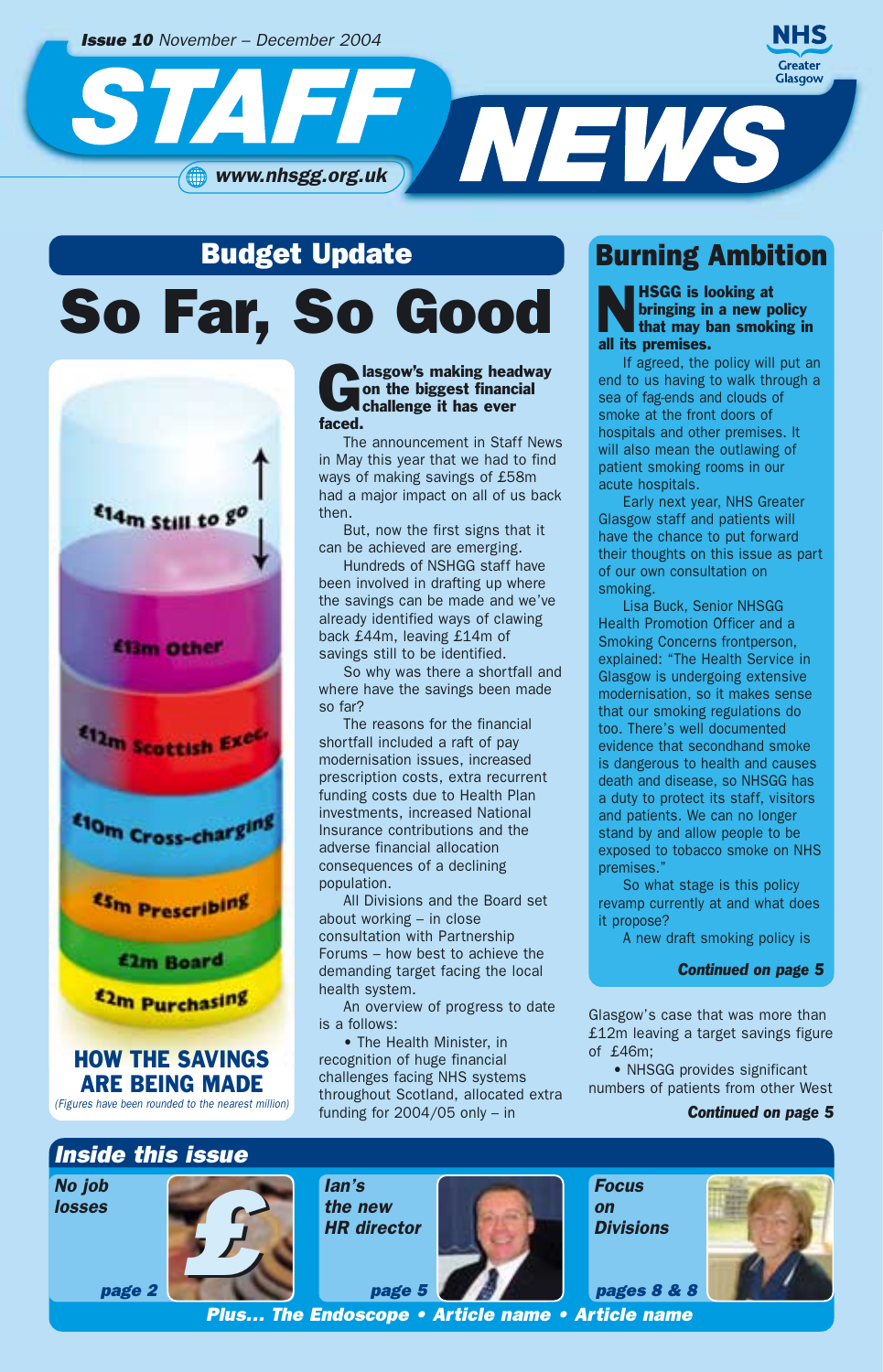**Issue 10** November – December 2004

# STAFF NEWS

www.nhsgg.org.uk

NHS Greater Glasgow

## Budget Update

# So Far, So Good

£14m Still to go

£13m Other

£12m Scottish Exec

£10m Cross-charging

£5m Prescribing

£2m Board

£2m Purchasing

**HOW THE SAVINGS ARE BEING MADE**

*(Figures have been rounded to the nearest million)*

**Glasgow's making headway on the biggest financial challenge it has ever faced.**

The announcement in Staff News in May this year that we had to find ways of making savings of £58m had a major impact on all of us back then.

But, now the first signs that it can be achieved are emerging.

Hundreds of NSHGG staff have been involved in drafting up where the savings can be made and we've already identified ways of clawing back £44m, leaving £14m of savings still to be identified.

So why was there a shortfall and where have the savings been made so far?

The reasons for the financial shortfall included a raft of pay modernisation issues, increased prescription costs, extra recurrent funding costs due to Health Plan investments, increased National Insurance contributions and the adverse financial allocation consequences of a declining population.

All Divisions and the Board set about working – in close consultation with Partnership Forums – how best to achieve the demanding target facing the local health system.

An overview of progress to date is a follows:

- The Health Minister, in recognition of huge financial challenges facing NHS systems throughout Scotland, allocated extra funding for 2004/05 only – in Glasgow's case that was more than £12m leaving a target savings figure of £46m;
- NHSGG provides significant numbers of patients from other West

***Continued on page 5***

## Burning Ambition

**NHSGG is looking at bringing in a new policy that may ban smoking in all its premises.**

If agreed, the policy will put an end to us having to walk through a sea of fag-ends and clouds of smoke at the front doors of hospitals and other premises. It will also mean the outlawing of patient smoking rooms in our acute hospitals.

Early next year, NHS Greater Glasgow staff and patients will have the chance to put forward their thoughts on this issue as part of our own consultation on smoking.

Lisa Buck, Senior NHSGG Health Promotion Officer and a Smoking Concerns frontperson, explained: "The Health Service in Glasgow is undergoing extensive modernisation, so it makes sense that our smoking regulations do too. There's well documented evidence that secondhand smoke is dangerous to health and causes death and disease, so NHSGG has a duty to protect its staff, visitors and patients. We can no longer stand by and allow people to be exposed to tobacco smoke on NHS premises."

So what stage is this policy revamp currently at and what does it propose?

A new draft smoking policy is

***Continued on page 5***

## Inside this issue

*No job losses* — *page 2*

*Ian's the new HR director* — *page 5*

*Focus on Divisions* — *pages 8 & 8*

*Plus... The Endoscope • Article name • Article name*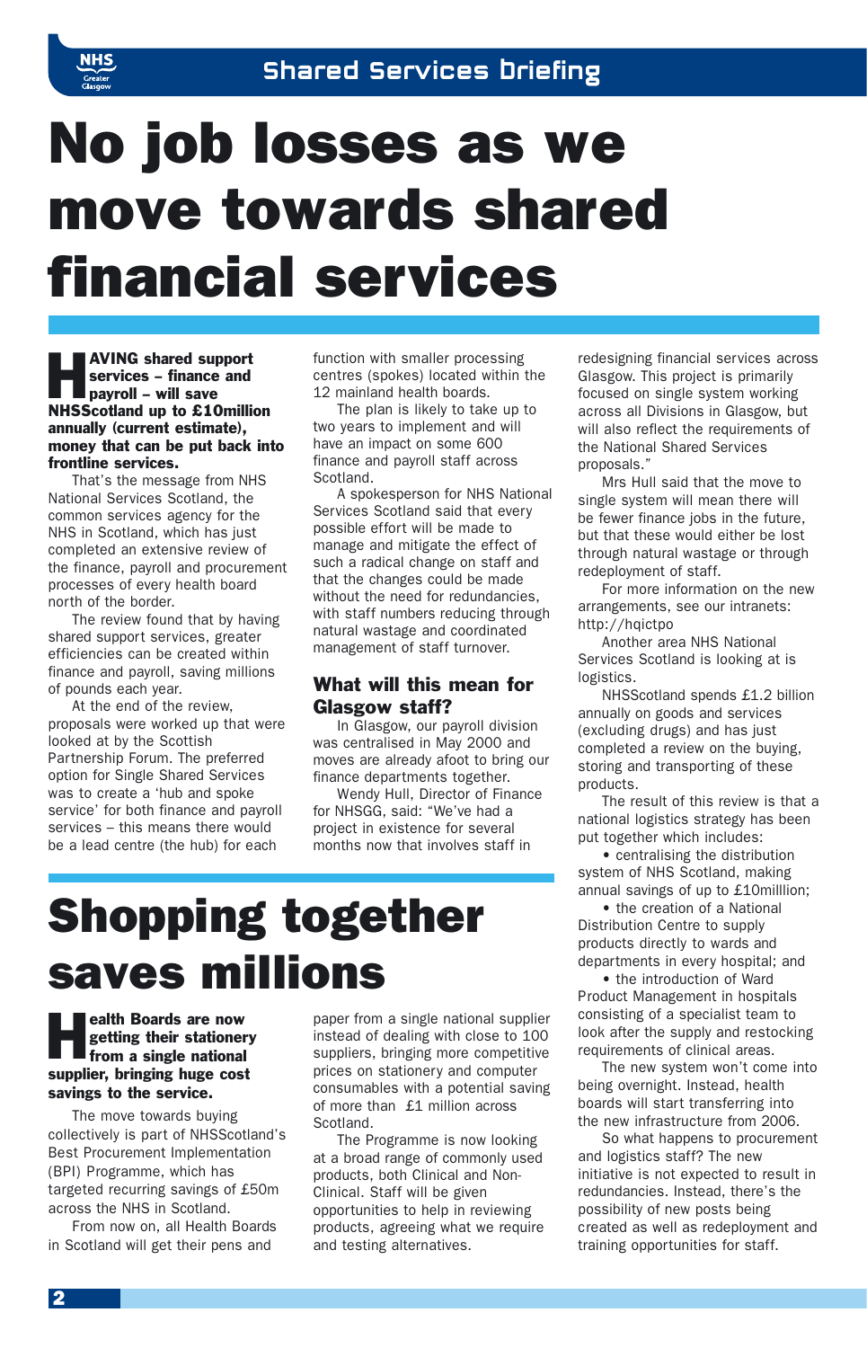# No job losses as we move towards shared financial services

**HAVING shared support services – finance and payroll – will save NHSScotland up to £10million annually (current estimate), money that can be put back into frontline services.**

That's the message from NHS National Services Scotland, the common services agency for the NHS in Scotland, which has just completed an extensive review of the finance, payroll and procurement processes of every health board north of the border.

The review found that by having shared support services, greater efficiencies can be created within finance and payroll, saving millions of pounds each year.

At the end of the review, proposals were worked up that were looked at by the Scottish Partnership Forum. The preferred option for Single Shared Services was to create a 'hub and spoke service' for both finance and payroll services – this means there would be a lead centre (the hub) for each function with smaller processing centres (spokes) located within the 12 mainland health boards.

The plan is likely to take up to two years to implement and will have an impact on some 600 finance and payroll staff across Scotland.

A spokesperson for NHS National Services Scotland said that every possible effort will be made to manage and mitigate the effect of such a radical change on staff and that the changes could be made without the need for redundancies, with staff numbers reducing through natural wastage and coordinated management of staff turnover.

## What will this mean for Glasgow staff?

In Glasgow, our payroll division was centralised in May 2000 and moves are already afoot to bring our finance departments together.

Wendy Hull, Director of Finance for NHSGG, said: "We've had a project in existence for several months now that involves staff in redesigning financial services across Glasgow. This project is primarily focused on single system working across all Divisions in Glasgow, but will also reflect the requirements of the National Shared Services proposals."

Mrs Hull said that the move to single system will mean there will be fewer finance jobs in the future, but that these would either be lost through natural wastage or through redeployment of staff.

For more information on the new arrangements, see our intranets: http://hqictpo

Another area NHS National Services Scotland is looking at is logistics.

NHSScotland spends £1.2 billion annually on goods and services (excluding drugs) and has just completed a review on the buying, storing and transporting of these products.

The result of this review is that a national logistics strategy has been put together which includes:

- centralising the distribution system of NHS Scotland, making annual savings of up to £10milllion;
- the creation of a National Distribution Centre to supply products directly to wards and departments in every hospital; and
- the introduction of Ward Product Management in hospitals consisting of a specialist team to look after the supply and restocking requirements of clinical areas.

The new system won't come into being overnight. Instead, health boards will start transferring into the new infrastructure from 2006.

So what happens to procurement and logistics staff? The new initiative is not expected to result in redundancies. Instead, there's the possibility of new posts being created as well as redeployment and training opportunities for staff.

# Shopping together saves millions

**Health Boards are now getting their stationery from a single national supplier, bringing huge cost savings to the service.**

The move towards buying collectively is part of NHSScotland's Best Procurement Implementation (BPI) Programme, which has targeted recurring savings of £50m across the NHS in Scotland.

From now on, all Health Boards in Scotland will get their pens and paper from a single national supplier instead of dealing with close to 100 suppliers, bringing more competitive prices on stationery and computer consumables with a potential saving of more than £1 million across Scotland.

The Programme is now looking at a broad range of commonly used products, both Clinical and Non-Clinical. Staff will be given opportunities to help in reviewing products, agreeing what we require and testing alternatives.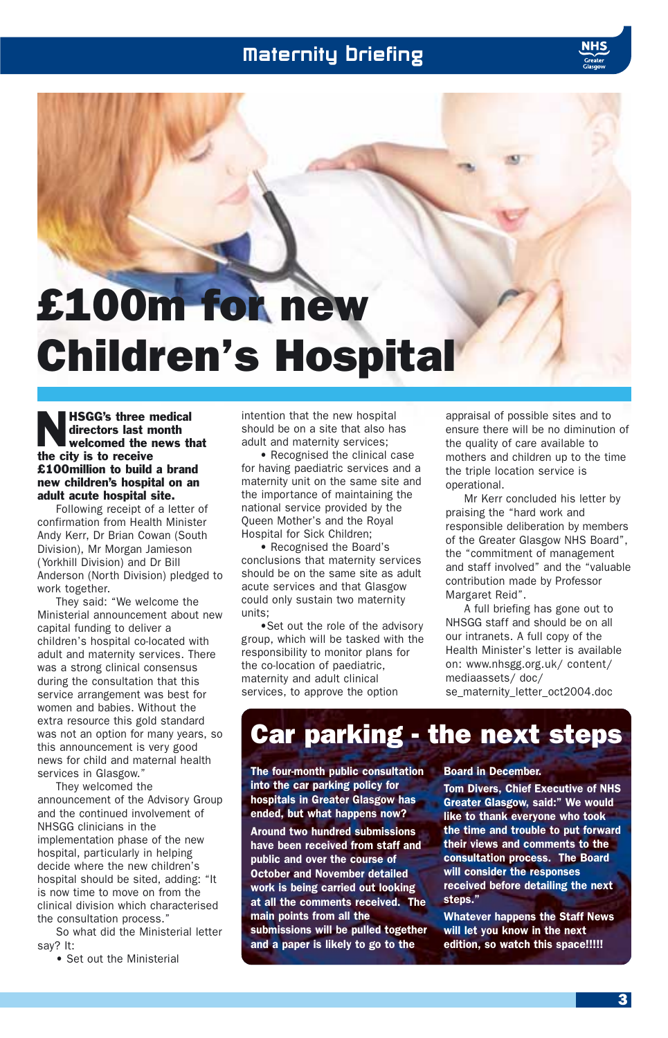# £100m for new Children's Hospital

**NHSGG's three medical directors last month welcomed the news that the city is to receive £100million to build a brand new children's hospital on an adult acute hospital site.**

Following receipt of a letter of confirmation from Health Minister Andy Kerr, Dr Brian Cowan (South Division), Mr Morgan Jamieson (Yorkhill Division) and Dr Bill Anderson (North Division) pledged to work together.

They said: "We welcome the Ministerial announcement about new capital funding to deliver a children's hospital co-located with adult and maternity services. There was a strong clinical consensus during the consultation that this service arrangement was best for women and babies. Without the extra resource this gold standard was not an option for many years, so this announcement is very good news for child and maternal health services in Glasgow."

They welcomed the announcement of the Advisory Group and the continued involvement of NHSGG clinicians in the implementation phase of the new hospital, particularly in helping decide where the new children's hospital should be sited, adding: "It is now time to move on from the clinical division which characterised the consultation process."

So what did the Ministerial letter say? It:

- Set out the Ministerial intention that the new hospital should be on a site that also has adult and maternity services;
- Recognised the clinical case for having paediatric services and a maternity unit on the same site and the importance of maintaining the national service provided by the Queen Mother's and the Royal Hospital for Sick Children;
- Recognised the Board's conclusions that maternity services should be on the same site as adult acute services and that Glasgow could only sustain two maternity units;
- Set out the role of the advisory group, which will be tasked with the responsibility to monitor plans for the co-location of paediatric, maternity and adult clinical services, to approve the option appraisal of possible sites and to ensure there will be no diminution of the quality of care available to mothers and children up to the time the triple location service is operational.

Mr Kerr concluded his letter by praising the "hard work and responsible deliberation by members of the Greater Glasgow NHS Board", the "commitment of management and staff involved" and the "valuable contribution made by Professor Margaret Reid".

A full briefing has gone out to NHSGG staff and should be on all our intranets. A full copy of the Health Minister's letter is available on: www.nhsgg.org.uk/ content/ mediaassets/ doc/ se_maternity_letter_oct2004.doc

## Car parking - the next steps

**The four-month public consultation into the car parking policy for hospitals in Greater Glasgow has ended, but what happens now?**

**Around two hundred submissions have been received from staff and public and over the course of October and November detailed work is being carried out looking at all the comments received. The main points from all the submissions will be pulled together and a paper is likely to go to the Board in December.**

**Tom Divers, Chief Executive of NHS Greater Glasgow, said:" We would like to thank everyone who took the time and trouble to put forward their views and comments to the consultation process. The Board will consider the responses received before detailing the next steps."**

**Whatever happens the Staff News will let you know in the next edition, so watch this space!!!!!**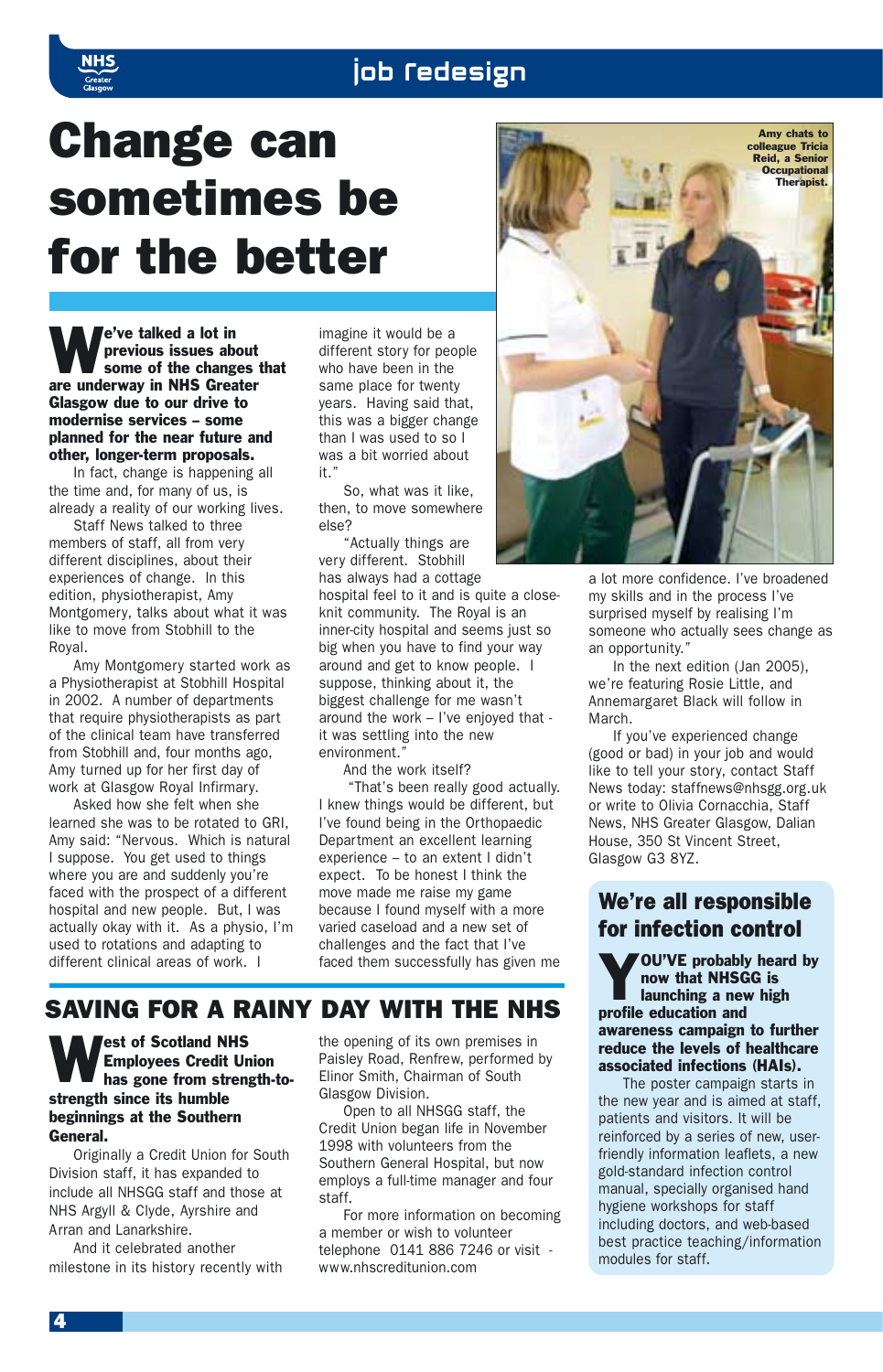# Change can sometimes be for the better

**We've talked a lot in previous issues about some of the changes that are underway in NHS Greater Glasgow due to our drive to modernise services – some planned for the near future and other, longer-term proposals.**

In fact, change is happening all the time and, for many of us, is already a reality of our working lives.

Staff News talked to three members of staff, all from very different disciplines, about their experiences of change. In this edition, physiotherapist, Amy Montgomery, talks about what it was like to move from Stobhill to the Royal.

Amy Montgomery started work as a Physiotherapist at Stobhill Hospital in 2002. A number of departments that require physiotherapists as part of the clinical team have transferred from Stobhill and, four months ago, Amy turned up for her first day of work at Glasgow Royal Infirmary.

Asked how she felt when she learned she was to be rotated to GRI, Amy said: "Nervous. Which is natural I suppose. You get used to things where you are and suddenly you're faced with the prospect of a different hospital and new people. But, I was actually okay with it. As a physio, I'm used to rotations and adapting to different clinical areas of work. I imagine it would be a different story for people who have been in the same place for twenty years. Having said that, this was a bigger change than I was used to so I was a bit worried about it."

So, what was it like, then, to move somewhere else?

"Actually things are very different. Stobhill has always had a cottage hospital feel to it and is quite a close-knit community. The Royal is an inner-city hospital and seems just so big when you have to find your way around and get to know people. I suppose, thinking about it, the biggest challenge for me wasn't around the work – I've enjoyed that - it was settling into the new environment."

And the work itself?

"That's been really good actually. I knew things would be different, but I've found being in the Orthopaedic Department an excellent learning experience – to an extent I didn't expect. To be honest I think the move made me raise my game because I found myself with a more varied caseload and a new set of challenges and the fact that I've faced them successfully has given me a lot more confidence. I've broadened my skills and in the process I've surprised myself by realising I'm someone who actually sees change as an opportunity."

Amy chats to colleague Tricia Reid, a Senior Occupational Therapist.

In the next edition (Jan 2005), we're featuring Rosie Little, and Annemargaret Black will follow in March.

If you've experienced change (good or bad) in your job and would like to tell your story, contact Staff News today: staffnews@nhsgg.org.uk or write to Olivia Cornacchia, Staff News, NHS Greater Glasgow, Dalian House, 350 St Vincent Street, Glasgow G3 8YZ.

## SAVING FOR A RAINY DAY WITH THE NHS

**West of Scotland NHS Employees Credit Union has gone from strength-to-strength since its humble beginnings at the Southern General.**

Originally a Credit Union for South Division staff, it has expanded to include all NHSGG staff and those at NHS Argyll & Clyde, Ayrshire and Arran and Lanarkshire.

And it celebrated another milestone in its history recently with the opening of its own premises in Paisley Road, Renfrew, performed by Elinor Smith, Chairman of South Glasgow Division.

Open to all NHSGG staff, the Credit Union began life in November 1998 with volunteers from the Southern General Hospital, but now employs a full-time manager and four staff.

For more information on becoming a member or wish to volunteer telephone 0141 886 7246 or visit - www.nhscreditunion.com

## We're all responsible for infection control

**YOU'VE probably heard by now that NHSGG is launching a new high profile education and awareness campaign to further reduce the levels of healthcare associated infections (HAIs).**

The poster campaign starts in the new year and is aimed at staff, patients and visitors. It will be reinforced by a series of new, user-friendly information leaflets, a new gold-standard infection control manual, specially organised hand hygiene workshops for staff including doctors, and web-based best practice teaching/information modules for staff.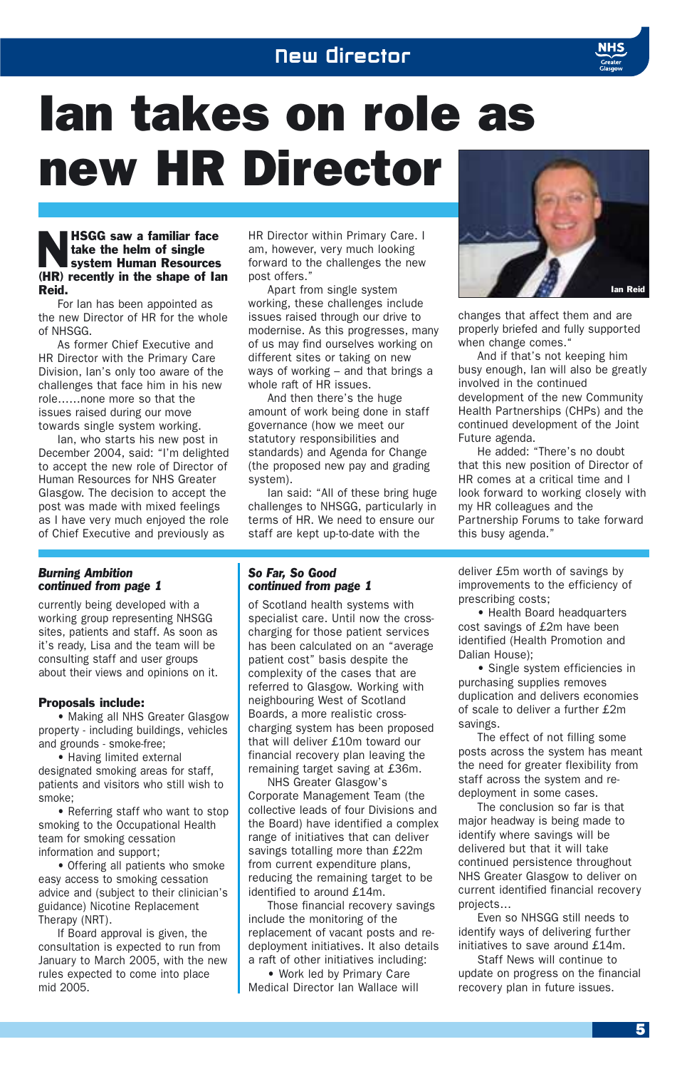# Ian takes on role as new HR Director

**NHSGG saw a familiar face take the helm of single system Human Resources (HR) recently in the shape of Ian Reid.**

For Ian has been appointed as the new Director of HR for the whole of NHSGG.

As former Chief Executive and HR Director with the Primary Care Division, Ian's only too aware of the challenges that face him in his new role......none more so that the issues raised during our move towards single system working.

Ian, who starts his new post in December 2004, said: "I'm delighted to accept the new role of Director of Human Resources for NHS Greater Glasgow. The decision to accept the post was made with mixed feelings as I have very much enjoyed the role of Chief Executive and previously as HR Director within Primary Care. I am, however, very much looking forward to the challenges the new post offers."

Apart from single system working, these challenges include issues raised through our drive to modernise. As this progresses, many of us may find ourselves working on different sites or taking on new ways of working – and that brings a whole raft of HR issues.

And then there's the huge amount of work being done in staff governance (how we meet our statutory responsibilities and standards) and Agenda for Change (the proposed new pay and grading system).

Ian said: "All of these bring huge challenges to NHSGG, particularly in terms of HR. We need to ensure our staff are kept up-to-date with the changes that affect them and are properly briefed and fully supported when change comes."

And if that's not keeping him busy enough, Ian will also be greatly involved in the continued development of the new Community Health Partnerships (CHPs) and the continued development of the Joint Future agenda.

He added: "There's no doubt that this new position of Director of HR comes at a critical time and I look forward to working closely with my HR colleagues and the Partnership Forums to take forward this busy agenda."

Ian Reid

---

***Burning Ambition continued from page 1***

currently being developed with a working group representing NHSGG sites, patients and staff. As soon as it's ready, Lisa and the team will be consulting staff and user groups about their views and opinions on it.

**Proposals include:**

- Making all NHS Greater Glasgow property - including buildings, vehicles and grounds - smoke-free;
- Having limited external designated smoking areas for staff, patients and visitors who still wish to smoke;
- Referring staff who want to stop smoking to the Occupational Health team for smoking cessation information and support;
- Offering all patients who smoke easy access to smoking cessation advice and (subject to their clinician's guidance) Nicotine Replacement Therapy (NRT).

If Board approval is given, the consultation is expected to run from January to March 2005, with the new rules expected to come into place mid 2005.

---

***So Far, So Good continued from page 1***

of Scotland health systems with specialist care. Until now the cross-charging for those patient services has been calculated on an "average patient cost" basis despite the complexity of the cases that are referred to Glasgow. Working with neighbouring West of Scotland Boards, a more realistic cross-charging system has been proposed that will deliver £10m toward our financial recovery plan leaving the remaining target saving at £36m.

NHS Greater Glasgow's Corporate Management Team (the collective leads of four Divisions and the Board) have identified a complex range of initiatives that can deliver savings totalling more than £22m from current expenditure plans, reducing the remaining target to be identified to around £14m.

Those financial recovery savings include the monitoring of the replacement of vacant posts and re-deployment initiatives. It also details a raft of other initiatives including:

- Work led by Primary Care Medical Director Ian Wallace will deliver £5m worth of savings by improvements to the efficiency of prescribing costs;
- Health Board headquarters cost savings of £2m have been identified (Health Promotion and Dalian House);
- Single system efficiencies in purchasing supplies removes duplication and delivers economies of scale to deliver a further £2m savings.

The effect of not filling some posts across the system has meant the need for greater flexibility from staff across the system and re-deployment in some cases.

The conclusion so far is that major headway is being made to identify where savings will be delivered but that it will take continued persistence throughout NHS Greater Glasgow to deliver on current identified financial recovery projects…

Even so NHSGG still needs to identify ways of delivering further initiatives to save around £14m.

Staff News will continue to update on progress on the financial recovery plan in future issues.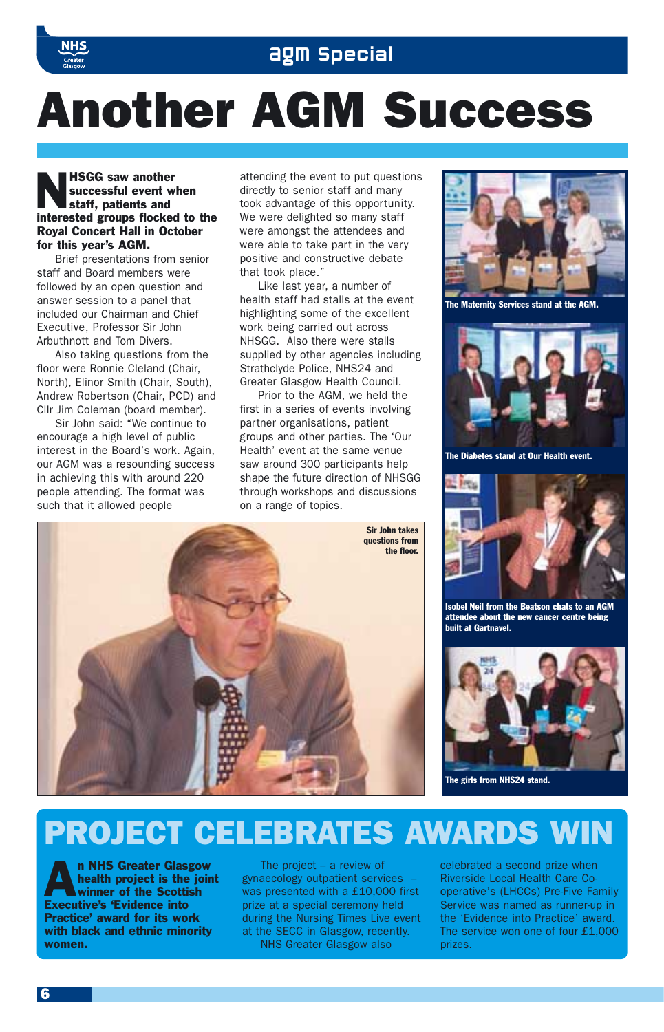## agm Special

# Another AGM Success

**NHSGG saw another successful event when staff, patients and interested groups flocked to the Royal Concert Hall in October for this year's AGM.**

Brief presentations from senior staff and Board members were followed by an open question and answer session to a panel that included our Chairman and Chief Executive, Professor Sir John Arbuthnott and Tom Divers.

Also taking questions from the floor were Ronnie Cleland (Chair, North), Elinor Smith (Chair, South), Andrew Robertson (Chair, PCD) and Cllr Jim Coleman (board member).

Sir John said: "We continue to encourage a high level of public interest in the Board's work. Again, our AGM was a resounding success in achieving this with around 220 people attending. The format was such that it allowed people attending the event to put questions directly to senior staff and many took advantage of this opportunity. We were delighted so many staff were amongst the attendees and were able to take part in the very positive and constructive debate that took place."

Like last year, a number of health staff had stalls at the event highlighting some of the excellent work being carried out across NHSGG. Also there were stalls supplied by other agencies including Strathclyde Police, NHS24 and Greater Glasgow Health Council.

Prior to the AGM, we held the first in a series of events involving partner organisations, patient groups and other parties. The 'Our Health' event at the same venue saw around 300 participants help shape the future direction of NHSGG through workshops and discussions on a range of topics.

Sir John takes questions from the floor.

The Maternity Services stand at the AGM.

The Diabetes stand at Our Health event.

Isobel Neil from the Beatson chats to an AGM attendee about the new cancer centre being built at Gartnavel.

The girls from NHS24 stand.

# PROJECT CELEBRATES AWARDS WIN

**An NHS Greater Glasgow health project is the joint winner of the Scottish Executive's 'Evidence into Practice' award for its work with black and ethnic minority women.**

The project – a review of gynaecology outpatient services – was presented with a £10,000 first prize at a special ceremony held during the Nursing Times Live event at the SECC in Glasgow, recently.

NHS Greater Glasgow also celebrated a second prize when Riverside Local Health Care Co-operative's (LHCCs) Pre-Five Family Service was named as runner-up in the 'Evidence into Practice' award. The service won one of four £1,000 prizes.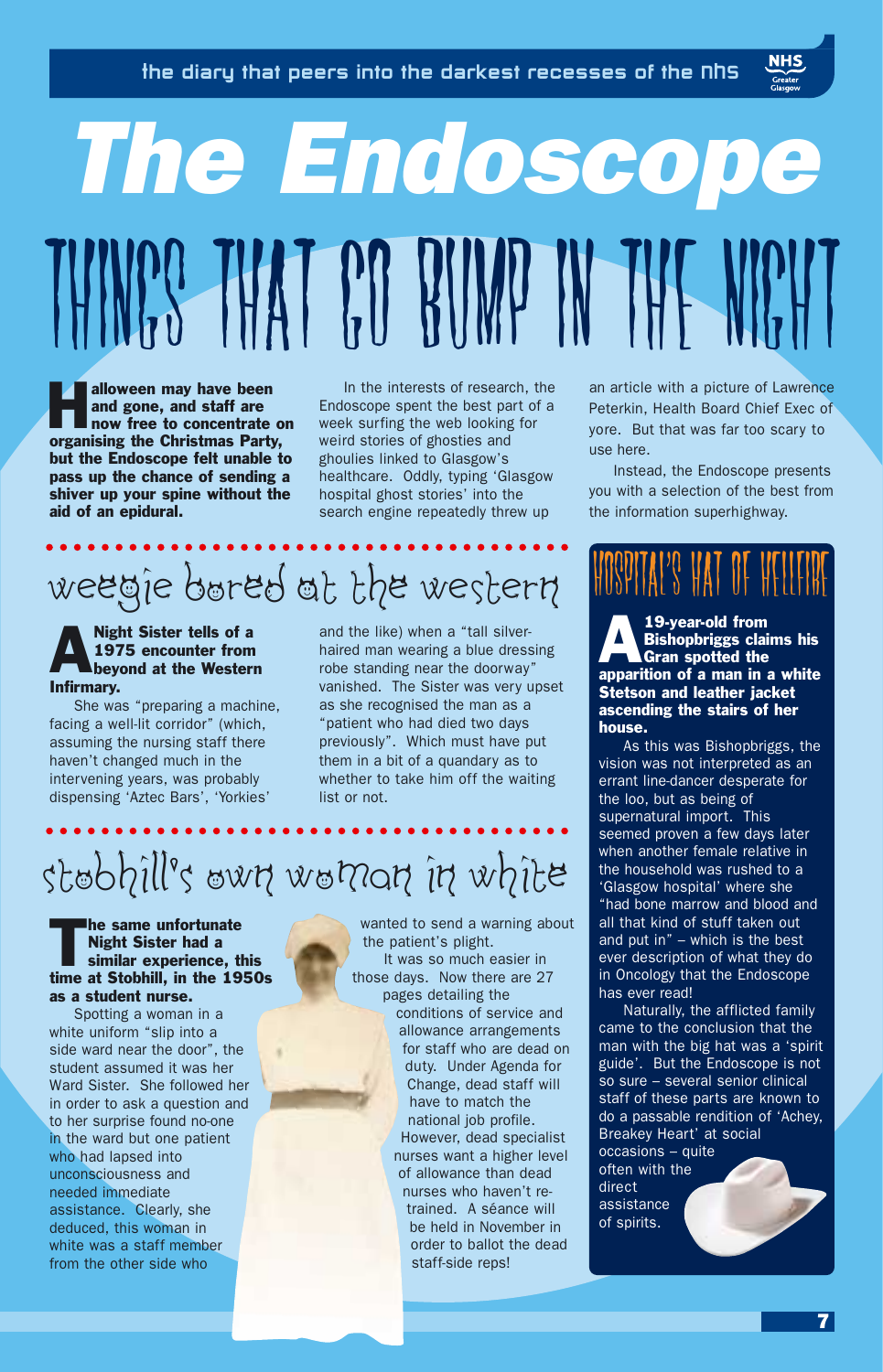# The Endoscope

## THINGS THAT GO BUMP IN THE NIGHT

**Halloween may have been and gone, and staff are now free to concentrate on organising the Christmas Party, but the Endoscope felt unable to pass up the chance of sending a shiver up your spine without the aid of an epidural.**

In the interests of research, the Endoscope spent the best part of a week surfing the web looking for weird stories of ghosties and ghoulies linked to Glasgow's healthcare. Oddly, typing 'Glasgow hospital ghost stories' into the search engine repeatedly threw up an article with a picture of Lawrence Peterkin, Health Board Chief Exec of yore. But that was far too scary to use here.

Instead, the Endoscope presents you with a selection of the best from the information superhighway.

### weegie bored at the western

**A Night Sister tells of a 1975 encounter from beyond at the Western Infirmary.**

She was "preparing a machine, facing a well-lit corridor" (which, assuming the nursing staff there haven't changed much in the intervening years, was probably dispensing 'Aztec Bars', 'Yorkies' and the like) when a "tall silver-haired man wearing a blue dressing robe standing near the doorway" vanished. The Sister was very upset as she recognised the man as a "patient who had died two days previously". Which must have put them in a bit of a quandary as to whether to take him off the waiting list or not.

### stobhill's own woman in white

**The same unfortunate Night Sister had a similar experience, this time at Stobhill, in the 1950s as a student nurse.**

Spotting a woman in a white uniform "slip into a side ward near the door", the student assumed it was her Ward Sister. She followed her in order to ask a question and to her surprise found no-one in the ward but one patient who had lapsed into unconsciousness and needed immediate assistance. Clearly, she deduced, this woman in white was a staff member from the other side who wanted to send a warning about the patient's plight.

It was so much easier in those days. Now there are 27 pages detailing the conditions of service and allowance arrangements for staff who are dead on duty. Under Agenda for Change, dead staff will have to match the national job profile. However, dead specialist nurses want a higher level of allowance than dead nurses who haven't re-trained. A séance will be held in November in order to ballot the dead staff-side reps!

### HOSPITAL'S HAT OF HELLFIRE

**A 19-year-old from Bishopbriggs claims his Gran spotted the apparition of a man in a white Stetson and leather jacket ascending the stairs of her house.**

As this was Bishopbriggs, the vision was not interpreted as an errant line-dancer desperate for the loo, but as being of supernatural import. This seemed proven a few days later when another female relative in the household was rushed to a 'Glasgow hospital' where she "had bone marrow and blood and all that kind of stuff taken out and put in" – which is the best ever description of what they do in Oncology that the Endoscope has ever read!

Naturally, the afflicted family came to the conclusion that the man with the big hat was a 'spirit guide'. But the Endoscope is not so sure – several senior clinical staff of these parts are known to do a passable rendition of 'Achey, Breakey Heart' at social occasions – quite often with the direct assistance of spirits.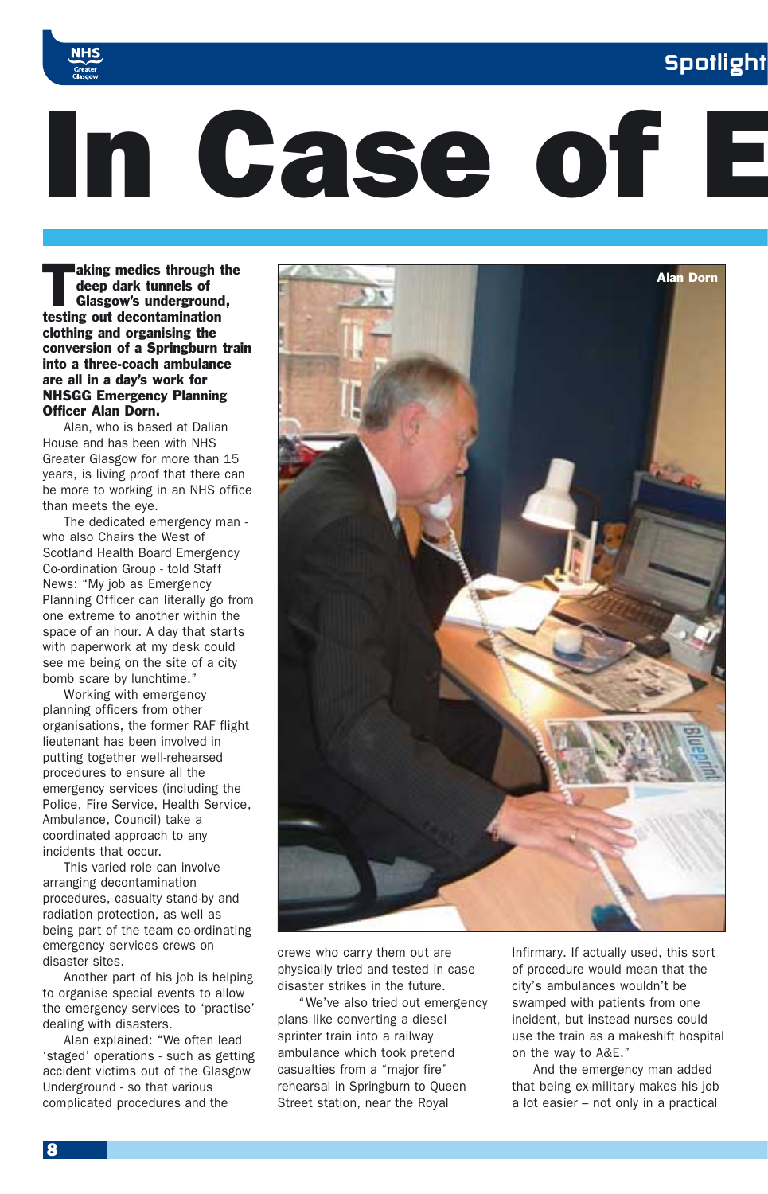# In Case of E

**Taking medics through the deep dark tunnels of Glasgow's underground, testing out decontamination clothing and organising the conversion of a Springburn train into a three-coach ambulance are all in a day's work for NHSGG Emergency Planning Officer Alan Dorn.**

Alan, who is based at Dalian House and has been with NHS Greater Glasgow for more than 15 years, is living proof that there can be more to working in an NHS office than meets the eye.

The dedicated emergency man - who also Chairs the West of Scotland Health Board Emergency Co-ordination Group - told Staff News: "My job as Emergency Planning Officer can literally go from one extreme to another within the space of an hour. A day that starts with paperwork at my desk could see me being on the site of a city bomb scare by lunchtime."

Working with emergency planning officers from other organisations, the former RAF flight lieutenant has been involved in putting together well-rehearsed procedures to ensure all the emergency services (including the Police, Fire Service, Health Service, Ambulance, Council) take a coordinated approach to any incidents that occur.

This varied role can involve arranging decontamination procedures, casualty stand-by and radiation protection, as well as being part of the team co-ordinating emergency services crews on disaster sites.

Another part of his job is helping to organise special events to allow the emergency services to 'practise' dealing with disasters.

Alan explained: "We often lead 'staged' operations - such as getting accident victims out of the Glasgow Underground - so that various complicated procedures and the crews who carry them out are physically tried and tested in case disaster strikes in the future.

"We've also tried out emergency plans like converting a diesel sprinter train into a railway ambulance which took pretend casualties from a "major fire" rehearsal in Springburn to Queen Street station, near the Royal Infirmary. If actually used, this sort of procedure would mean that the city's ambulances wouldn't be swamped with patients from one incident, but instead nurses could use the train as a makeshift hospital on the way to A&E."

And the emergency man added that being ex-military makes his job a lot easier – not only in a practical

Alan Dorn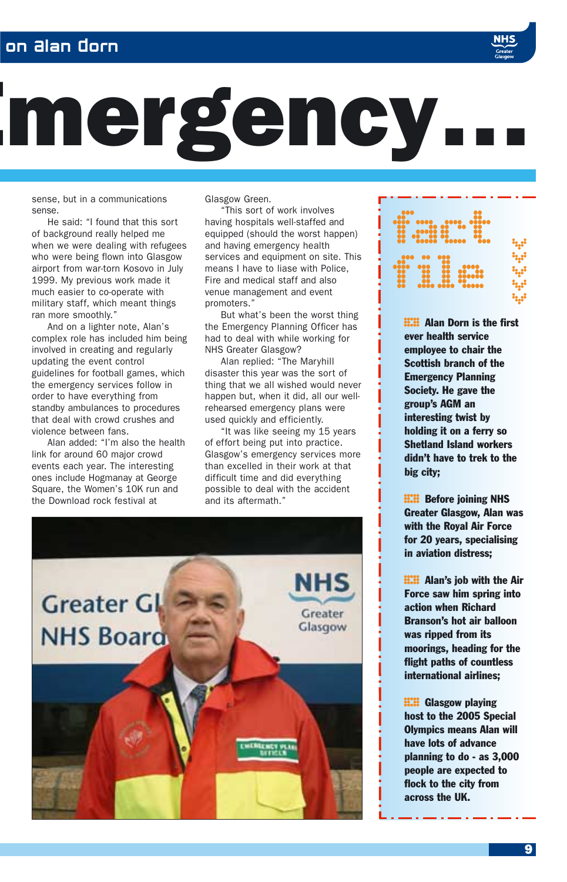# ...mergency...

sense, but in a communications sense.

He said: "I found that this sort of background really helped me when we were dealing with refugees who were being flown into Glasgow airport from war-torn Kosovo in July 1999. My previous work made it much easier to co-operate with military staff, which meant things ran more smoothly."

And on a lighter note, Alan's complex role has included him being involved in creating and regularly updating the event control guidelines for football games, which the emergency services follow in order to have everything from standby ambulances to procedures that deal with crowd crushes and violence between fans.

Alan added: "I'm also the health link for around 60 major crowd events each year. The interesting ones include Hogmanay at George Square, the Women's 10K run and the Download rock festival at Glasgow Green.

"This sort of work involves having hospitals well-staffed and equipped (should the worst happen) and having emergency health services and equipment on site. This means I have to liase with Police, Fire and medical staff and also venue management and event promoters."

But what's been the worst thing the Emergency Planning Officer has had to deal with while working for NHS Greater Glasgow?

Alan replied: "The Maryhill disaster this year was the sort of thing that we all wished would never happen but, when it did, all our well-rehearsed emergency plans were used quickly and efficiently.

"It was like seeing my 15 years of effort being put into practice. Glasgow's emergency services more than excelled in their work at that difficult time and did everything possible to deal with the accident and its aftermath."

## fact file

**Alan Dorn is the first ever health service employee to chair the Scottish branch of the Emergency Planning Society. He gave the group's AGM an interesting twist by holding it on a ferry so Shetland Island workers didn't have to trek to the big city;**

**Before joining NHS Greater Glasgow, Alan was with the Royal Air Force for 20 years, specialising in aviation distress;**

**Alan's job with the Air Force saw him spring into action when Richard Branson's hot air balloon was ripped from its moorings, heading for the flight paths of countless international airlines;**

**Glasgow playing host to the 2005 Special Olympics means Alan will have lots of advance planning to do - as 3,000 people are expected to flock to the city from across the UK.**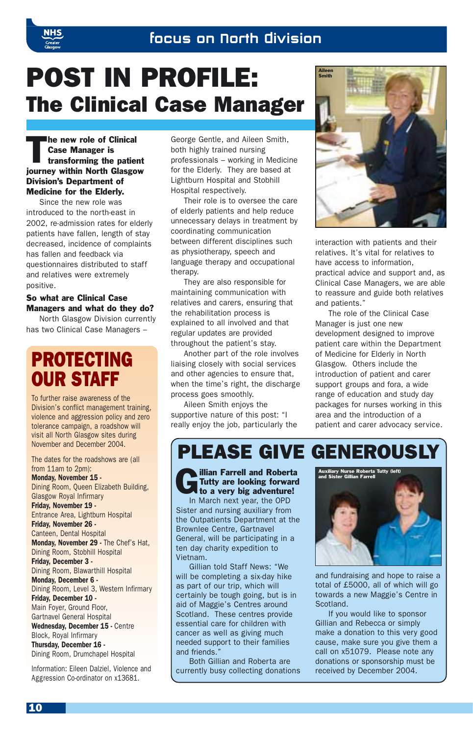# POST IN PROFILE: The Clinical Case Manager

**The new role of Clinical Case Manager is transforming the patient journey within North Glasgow Division's Department of Medicine for the Elderly.**

Since the new role was introduced to the north-east in 2002, re-admission rates for elderly patients have fallen, length of stay decreased, incidence of complaints has fallen and feedback via questionnaires distributed to staff and relatives were extremely positive.

**So what are Clinical Case Managers and what do they do?**

North Glasgow Division currently has two Clinical Case Managers – George Gentle, and Aileen Smith, both highly trained nursing professionals – working in Medicine for the Elderly. They are based at Lightburn Hospital and Stobhill Hospital respectively.

Their role is to oversee the care of elderly patients and help reduce unnecessary delays in treatment by coordinating communication between different disciplines such as physiotherapy, speech and language therapy and occupational therapy.

They are also responsible for maintaining communication with relatives and carers, ensuring that the rehabilitation process is explained to all involved and that regular updates are provided throughout the patient's stay.

Another part of the role involves liaising closely with social services and other agencies to ensure that, when the time's right, the discharge process goes smoothly.

Aileen Smith enjoys the supportive nature of this post: "I really enjoy the job, particularly the interaction with patients and their relatives. It's vital for relatives to have access to information, practical advice and support and, as Clinical Case Managers, we are able to reassure and guide both relatives and patients."

Aileen Smith

The role of the Clinical Case Manager is just one new development designed to improve patient care within the Department of Medicine for Elderly in North Glasgow. Others include the introduction of patient and carer support groups and fora, a wide range of education and study day packages for nurses working in this area and the introduction of a patient and carer advocacy service.

## PROTECTING OUR STAFF

To further raise awareness of the Division's conflict management training, violence and aggression policy and zero tolerance campaign, a roadshow will visit all North Glasgow sites during November and December 2004.

The dates for the roadshows are (all from 11am to 2pm):

**Monday, November 15** - Dining Room, Queen Elizabeth Building, Glasgow Royal Infirmary
**Friday, November 19** - Entrance Area, Lightburn Hospital
**Friday, November 26** - Canteen, Dental Hospital
**Monday, November 29** - The Chef's Hat, Dining Room, Stobhill Hospital
**Friday, December 3** - Dining Room, Blawarthill Hospital
**Monday, December 6** - Dining Room, Level 3, Western Infirmary
**Friday, December 10** - Main Foyer, Ground Floor, Gartnavel General Hospital
**Wednesday, December 15** - Centre Block, Royal Infirmary
**Thursday, December 16** - Dining Room, Drumchapel Hospital

Information: Eileen Dalziel, Violence and Aggression Co-ordinator on x13681.

## PLEASE GIVE GENEROUSLY

**Gillian Farrell and Roberta Tutty are looking forward to a very big adventure!**

In March next year, the OPD Sister and nursing auxiliary from the Outpatients Department at the Brownlee Centre, Gartnavel General, will be participating in a ten day charity expedition to Vietnam.

Gillian told Staff News: "We will be completing a six-day hike as part of our trip, which will certainly be tough going, but is in aid of Maggie's Centres around Scotland. These centres provide essential care for children with cancer as well as giving much needed support to their families and friends."

Both Gillian and Roberta are currently busy collecting donations and fundraising and hope to raise a total of £5000, all of which will go towards a new Maggie's Centre in Scotland.

Auxiliary Nurse Roberta Tutty (left) and Sister Gillian Farrell

If you would like to sponsor Gillian and Rebecca or simply make a donation to this very good cause, make sure you give them a call on x51079. Please note any donations or sponsorship must be received by December 2004.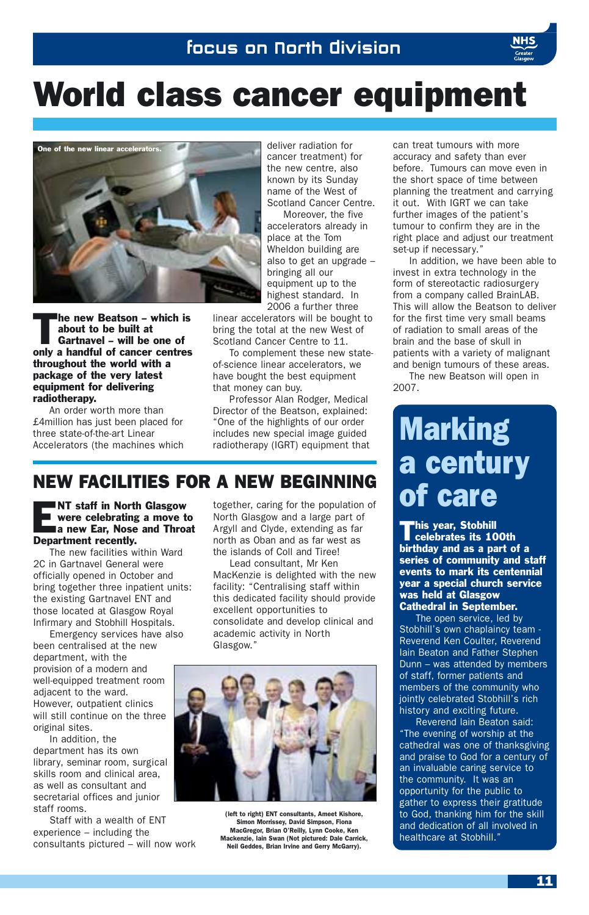# World class cancer equipment

One of the new linear accelerators.

**The new Beatson – which is about to be built at Gartnavel – will be one of only a handful of cancer centres throughout the world with a package of the very latest equipment for delivering radiotherapy.**

An order worth more than £4million has just been placed for three state-of-the-art Linear Accelerators (the machines which deliver radiation for cancer treatment) for the new centre, also known by its Sunday name of the West of Scotland Cancer Centre.

Moreover, the five accelerators already in place at the Tom Wheldon building are also to get an upgrade – bringing all our equipment up to the highest standard. In 2006 a further three linear accelerators will be bought to bring the total at the new West of Scotland Cancer Centre to 11.

To complement these new state-of-science linear accelerators, we have bought the best equipment that money can buy.

Professor Alan Rodger, Medical Director of the Beatson, explained: "One of the highlights of our order includes new special image guided radiotherapy (IGRT) equipment that can treat tumours with more accuracy and safety than ever before. Tumours can move even in the short space of time between planning the treatment and carrying it out. With IGRT we can take further images of the patient's tumour to confirm they are in the right place and adjust our treatment set-up if necessary."

In addition, we have been able to invest in extra technology in the form of stereotactic radiosurgery from a company called BrainLAB. This will allow the Beatson to deliver for the first time very small beams of radiation to small areas of the brain and the base of skull in patients with a variety of malignant and benign tumours of these areas.

The new Beatson will open in 2007.

## NEW FACILITIES FOR A NEW BEGINNING

**ENT staff in North Glasgow were celebrating a move to a new Ear, Nose and Throat Department recently.**

The new facilities within Ward 2C in Gartnavel General were officially opened in October and bring together three inpatient units: the existing Gartnavel ENT and those located at Glasgow Royal Infirmary and Stobhill Hospitals.

Emergency services have also been centralised at the new department, with the provision of a modern and well-equipped treatment room adjacent to the ward. However, outpatient clinics will still continue on the three original sites.

In addition, the department has its own library, seminar room, surgical skills room and clinical area, as well as consultant and secretarial offices and junior staff rooms.

Staff with a wealth of ENT experience – including the consultants pictured – will now work together, caring for the population of North Glasgow and a large part of Argyll and Clyde, extending as far north as Oban and as far west as the islands of Coll and Tiree!

Lead consultant, Mr Ken MacKenzie is delighted with the new facility: "Centralising staff within this dedicated facility should provide excellent opportunities to consolidate and develop clinical and academic activity in North Glasgow."

(left to right) ENT consultants, Ameet Kishore, Simon Morrissey, David Simpson, Fiona MacGregor, Brian O'Reilly, Lynn Cooke, Ken Mackenzie, Iain Swan (Not pictured: Dale Carrick, Neil Geddes, Brian Irvine and Gerry McGarry).

## Marking a century of care

**This year, Stobhill celebrates its 100th birthday and as a part of a series of community and staff events to mark its centennial year a special church service was held at Glasgow Cathedral in September.**

The open service, led by Stobhill's own chaplaincy team - Reverend Ken Coulter, Reverend Iain Beaton and Father Stephen Dunn – was attended by members of staff, former patients and members of the community who jointly celebrated Stobhill's rich history and exciting future.

Reverend Iain Beaton said: "The evening of worship at the cathedral was one of thanksgiving and praise to God for a century of an invaluable caring service to the community. It was an opportunity for the public to gather to express their gratitude to God, thanking him for the skill and dedication of all involved in healthcare at Stobhill."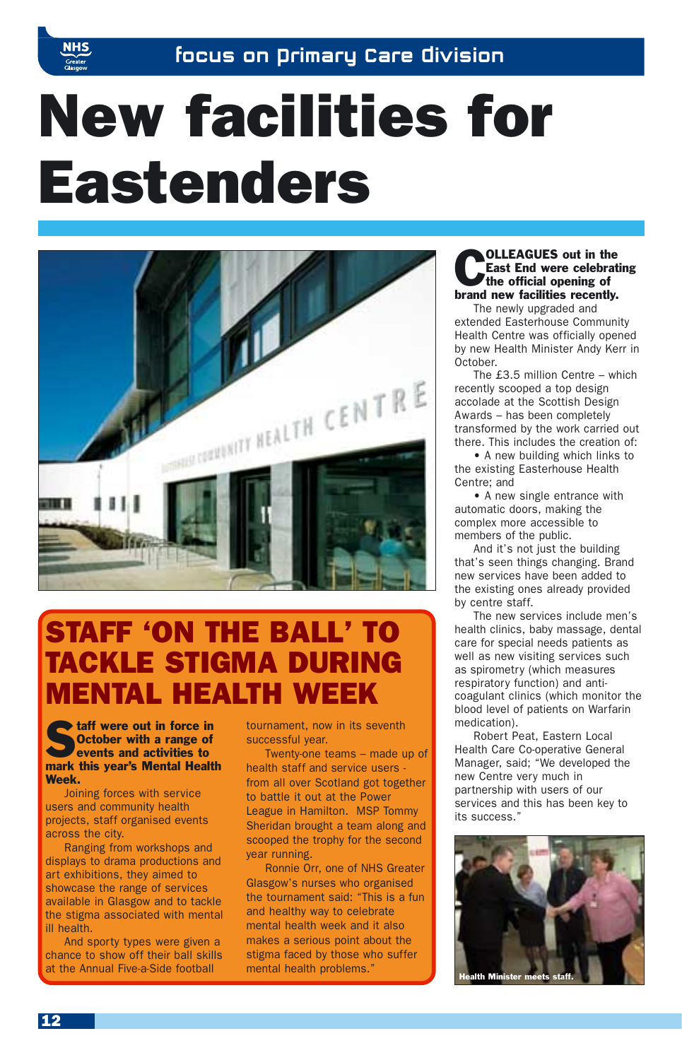# New facilities for Eastenders

**COLLEAGUES out in the East End were celebrating the official opening of brand new facilities recently.**

The newly upgraded and extended Easterhouse Community Health Centre was officially opened by new Health Minister Andy Kerr in October.

The £3.5 million Centre – which recently scooped a top design accolade at the Scottish Design Awards – has been completely transformed by the work carried out there. This includes the creation of:

- A new building which links to the existing Easterhouse Health Centre; and
- A new single entrance with automatic doors, making the complex more accessible to members of the public.

And it's not just the building that's seen things changing. Brand new services have been added to the existing ones already provided by centre staff.

The new services include men's health clinics, baby massage, dental care for special needs patients as well as new visiting services such as spirometry (which measures respiratory function) and anti-coagulant clinics (which monitor the blood level of patients on Warfarin medication).

Robert Peat, Eastern Local Health Care Co-operative General Manager, said; "We developed the new Centre very much in partnership with users of our services and this has been key to its success."

Health Minister meets staff.

## STAFF 'ON THE BALL' TO TACKLE STIGMA DURING MENTAL HEALTH WEEK

**Staff were out in force in October with a range of events and activities to mark this year's Mental Health Week.**

Joining forces with service users and community health projects, staff organised events across the city.

Ranging from workshops and displays to drama productions and art exhibitions, they aimed to showcase the range of services available in Glasgow and to tackle the stigma associated with mental ill health.

And sporty types were given a chance to show off their ball skills at the Annual Five-a-Side football tournament, now in its seventh successful year.

Twenty-one teams – made up of health staff and service users - from all over Scotland got together to battle it out at the Power League in Hamilton. MSP Tommy Sheridan brought a team along and scooped the trophy for the second year running.

Ronnie Orr, one of NHS Greater Glasgow's nurses who organised the tournament said: "This is a fun and healthy way to celebrate mental health week and it also makes a serious point about the stigma faced by those who suffer mental health problems."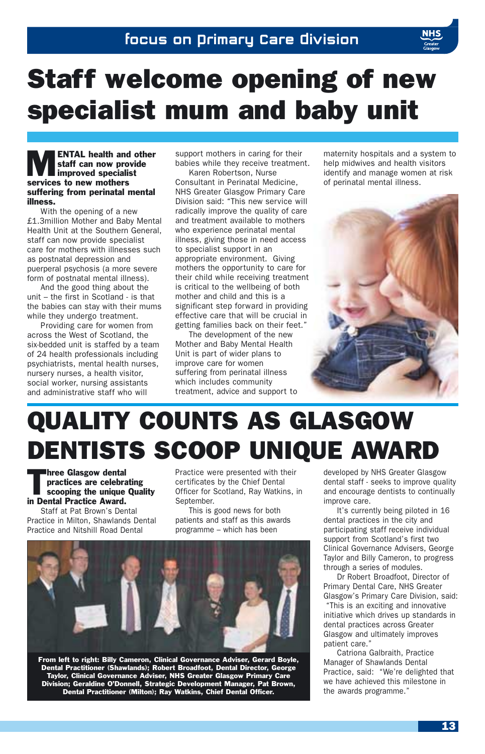# Staff welcome opening of new specialist mum and baby unit

**MENTAL health and other staff can now provide improved specialist services to new mothers suffering from perinatal mental illness.**

With the opening of a new £1.3million Mother and Baby Mental Health Unit at the Southern General, staff can now provide specialist care for mothers with illnesses such as postnatal depression and puerperal psychosis (a more severe form of postnatal mental illness).

And the good thing about the unit – the first in Scotland - is that the babies can stay with their mums while they undergo treatment.

Providing care for women from across the West of Scotland, the six-bedded unit is staffed by a team of 24 health professionals including psychiatrists, mental health nurses, nursery nurses, a health visitor, social worker, nursing assistants and administrative staff who will support mothers in caring for their babies while they receive treatment.

Karen Robertson, Nurse Consultant in Perinatal Medicine, NHS Greater Glasgow Primary Care Division said: "This new service will radically improve the quality of care and treatment available to mothers who experience perinatal mental illness, giving those in need access to specialist support in an appropriate environment. Giving mothers the opportunity to care for their child while receiving treatment is critical to the wellbeing of both mother and child and this is a significant step forward in providing effective care that will be crucial in getting families back on their feet."

The development of the new Mother and Baby Mental Health Unit is part of wider plans to improve care for women suffering from perinatal illness which includes community treatment, advice and support to maternity hospitals and a system to help midwives and health visitors identify and manage women at risk of perinatal mental illness.

# QUALITY COUNTS AS GLASGOW DENTISTS SCOOP UNIQUE AWARD

**Three Glasgow dental practices are celebrating scooping the unique Quality in Dental Practice Award.**

Staff at Pat Brown's Dental Practice in Milton, Shawlands Dental Practice and Nitshill Road Dental Practice were presented with their certificates by the Chief Dental Officer for Scotland, Ray Watkins, in September.

This is good news for both patients and staff as this awards programme – which has been developed by NHS Greater Glasgow dental staff - seeks to improve quality and encourage dentists to continually improve care.

It's currently being piloted in 16 dental practices in the city and participating staff receive individual support from Scotland's first two Clinical Governance Advisers, George Taylor and Billy Cameron, to progress through a series of modules.

Dr Robert Broadfoot, Director of Primary Dental Care, NHS Greater Glasgow's Primary Care Division, said: "This is an exciting and innovative initiative which drives up standards in dental practices across Greater Glasgow and ultimately improves patient care."

Catriona Galbraith, Practice Manager of Shawlands Dental Practice, said: "We're delighted that we have achieved this milestone in the awards programme."

**From left to right: Billy Cameron, Clinical Governance Adviser, Gerard Boyle, Dental Practitioner (Shawlands); Robert Broadfoot, Dental Director, George Taylor, Clinical Governance Adviser, NHS Greater Glasgow Primary Care Division; Geraldine O'Donnell, Strategic Development Manager, Pat Brown, Dental Practitioner (Milton); Ray Watkins, Chief Dental Officer.**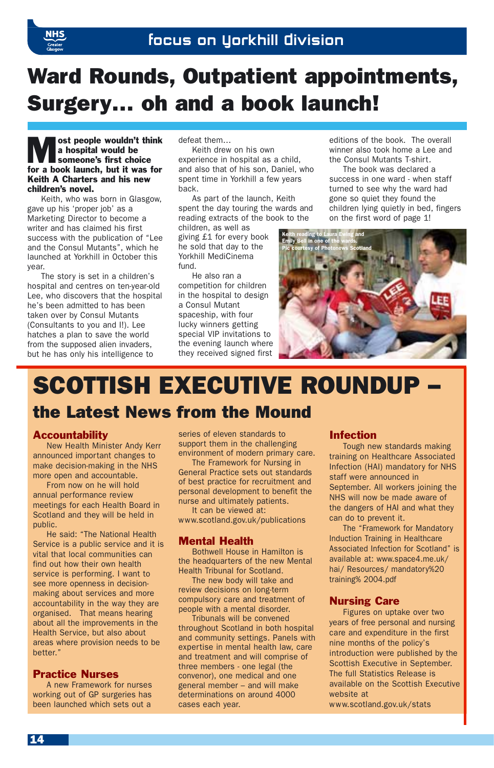# Ward Rounds, Outpatient appointments, Surgery... oh and a book launch!

**Most people wouldn't think a hospital would be someone's first choice for a book launch, but it was for Keith A Charters and his new children's novel.**

Keith, who was born in Glasgow, gave up his 'proper job' as a Marketing Director to become a writer and has claimed his first success with the publication of "Lee and the Consul Mutants", which he launched at Yorkhill in October this year.

The story is set in a children's hospital and centres on ten-year-old Lee, who discovers that the hospital he's been admitted to has been taken over by Consul Mutants (Consultants to you and I!). Lee hatches a plan to save the world from the supposed alien invaders, but he has only his intelligence to defeat them...

Keith drew on his own experience in hospital as a child, and also that of his son, Daniel, who spent time in Yorkhill a few years back.

As part of the launch, Keith spent the day touring the wards and reading extracts of the book to the children, as well as giving £1 for every book he sold that day to the Yorkhill MediCinema fund.

He also ran a competition for children in the hospital to design a Consul Mutant spaceship, with four lucky winners getting special VIP invitations to the evening launch where they received signed first editions of the book. The overall winner also took home a Lee and the Consul Mutants T-shirt.

The book was declared a success in one ward - when staff turned to see why the ward had gone so quiet they found the children lying quietly in bed, fingers on the first word of page 1!

Keith reading to Laura Ewing and Emily Bell in one of the wards. Pic courtesy of Photonews Scotland

# SCOTTISH EXECUTIVE ROUNDUP – the Latest News from the Mound

## Accountability

New Health Minister Andy Kerr announced important changes to make decision-making in the NHS more open and accountable.

From now on he will hold annual performance review meetings for each Health Board in Scotland and they will be held in public.

He said: "The National Health Service is a public service and it is vital that local communities can find out how their own health service is performing. I want to see more openness in decision-making about services and more accountability in the way they are organised. That means hearing about all the improvements in the Health Service, but also about areas where provision needs to be better."

## Practice Nurses

A new Framework for nurses working out of GP surgeries has been launched which sets out a series of eleven standards to support them in the challenging environment of modern primary care.

The Framework for Nursing in General Practice sets out standards of best practice for recruitment and personal development to benefit the nurse and ultimately patients.

It can be viewed at: www.scotland.gov.uk/publications

## Mental Health

Bothwell House in Hamilton is the headquarters of the new Mental Health Tribunal for Scotland.

The new body will take and review decisions on long-term compulsory care and treatment of people with a mental disorder.

Tribunals will be convened throughout Scotland in both hospital and community settings. Panels with expertise in mental health law, care and treatment and will comprise of three members - one legal (the convenor), one medical and one general member – and will make determinations on around 4000 cases each year.

## Infection

Tough new standards making training on Healthcare Associated Infection (HAI) mandatory for NHS staff were announced in September. All workers joining the NHS will now be made aware of the dangers of HAI and what they can do to prevent it.

The "Framework for Mandatory Induction Training in Healthcare Associated Infection for Scotland" is available at: www.space4.me.uk/hai/ Resources/ mandatory%20 training% 2004.pdf

## Nursing Care

Figures on uptake over two years of free personal and nursing care and expenditure in the first nine months of the policy's introduction were published by the Scottish Executive in September. The full Statistics Release is available on the Scottish Executive website at www.scotland.gov.uk/stats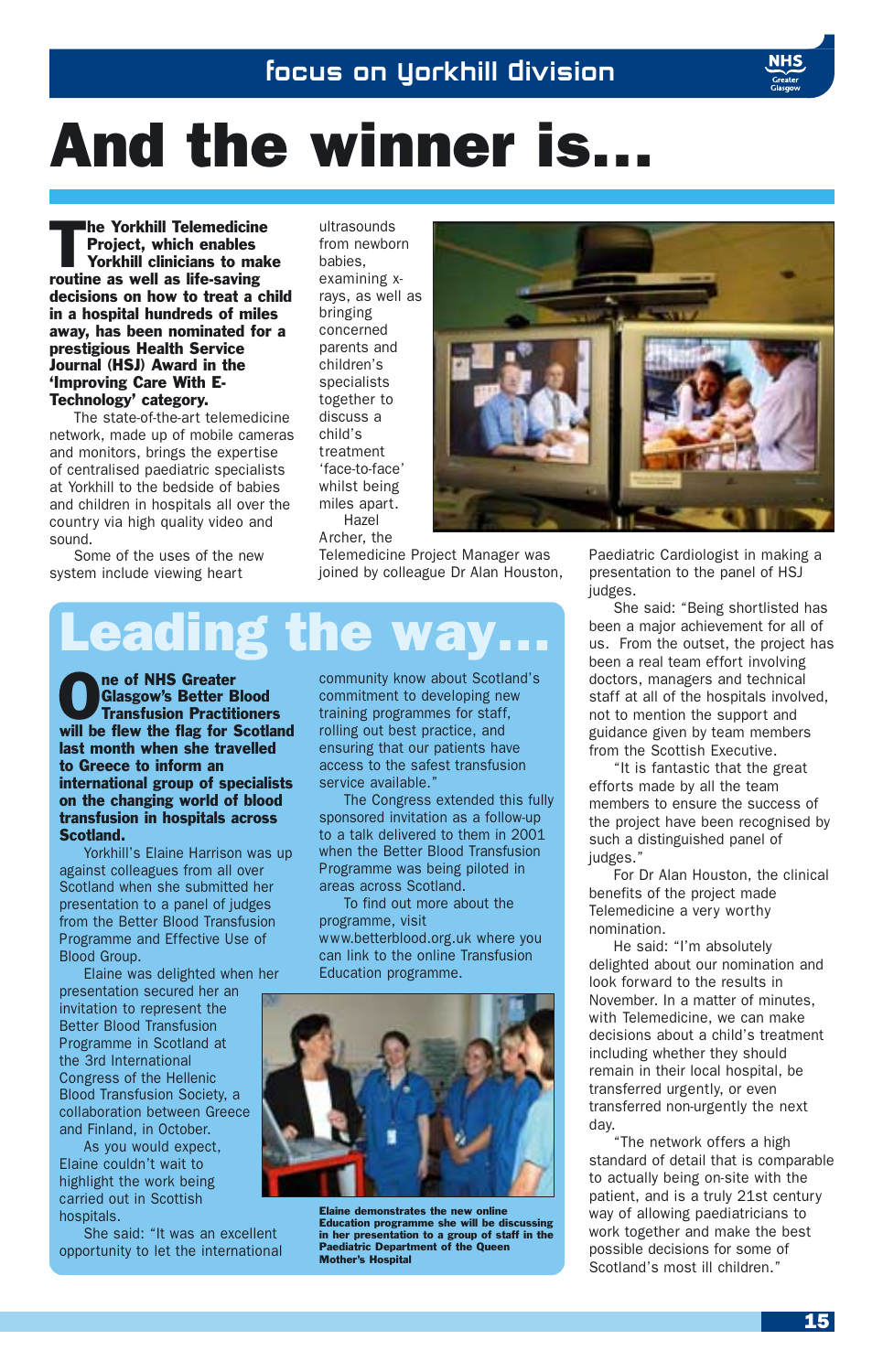# And the winner is...

**The Yorkhill Telemedicine Project, which enables Yorkhill clinicians to make routine as well as life-saving decisions on how to treat a child in a hospital hundreds of miles away, has been nominated for a prestigious Health Service Journal (HSJ) Award in the 'Improving Care With E-Technology' category.**

The state-of-the-art telemedicine network, made up of mobile cameras and monitors, brings the expertise of centralised paediatric specialists at Yorkhill to the bedside of babies and children in hospitals all over the country via high quality video and sound.

Some of the uses of the new system include viewing heart ultrasounds from newborn babies, examining x-rays, as well as bringing concerned parents and children's specialists together to discuss a child's treatment 'face-to-face' whilst being miles apart.

Hazel Archer, the Telemedicine Project Manager was joined by colleague Dr Alan Houston, Paediatric Cardiologist in making a presentation to the panel of HSJ judges.

She said: "Being shortlisted has been a major achievement for all of us. From the outset, the project has been a real team effort involving doctors, managers and technical staff at all of the hospitals involved, not to mention the support and guidance given by team members from the Scottish Executive.

"It is fantastic that the great efforts made by all the team members to ensure the success of the project have been recognised by such a distinguished panel of judges."

For Dr Alan Houston, the clinical benefits of the project made Telemedicine a very worthy nomination.

He said: "I'm absolutely delighted about our nomination and look forward to the results in November. In a matter of minutes, with Telemedicine, we can make decisions about a child's treatment including whether they should remain in their local hospital, be transferred urgently, or even transferred non-urgently the next day.

"The network offers a high standard of detail that is comparable to actually being on-site with the patient, and is a truly 21st century way of allowing paediatricians to work together and make the best possible decisions for some of Scotland's most ill children."

## Leading the way...

**One of NHS Greater Glasgow's Better Blood Transfusion Practitioners will be flew the flag for Scotland last month when she travelled to Greece to inform an international group of specialists on the changing world of blood transfusion in hospitals across Scotland.**

Yorkhill's Elaine Harrison was up against colleagues from all over Scotland when she submitted her presentation to a panel of judges from the Better Blood Transfusion Programme and Effective Use of Blood Group.

Elaine was delighted when her presentation secured her an invitation to represent the Better Blood Transfusion Programme in Scotland at the 3rd International Congress of the Hellenic Blood Transfusion Society, a collaboration between Greece and Finland, in October.

As you would expect, Elaine couldn't wait to highlight the work being carried out in Scottish hospitals.

She said: "It was an excellent opportunity to let the international community know about Scotland's commitment to developing new training programmes for staff, rolling out best practice, and ensuring that our patients have access to the safest transfusion service available."

The Congress extended this fully sponsored invitation as a follow-up to a talk delivered to them in 2001 when the Better Blood Transfusion Programme was being piloted in areas across Scotland.

To find out more about the programme, visit www.betterblood.org.uk where you can link to the online Transfusion Education programme.

**Elaine demonstrates the new online Education programme she will be discussing in her presentation to a group of staff in the Paediatric Department of the Queen Mother's Hospital**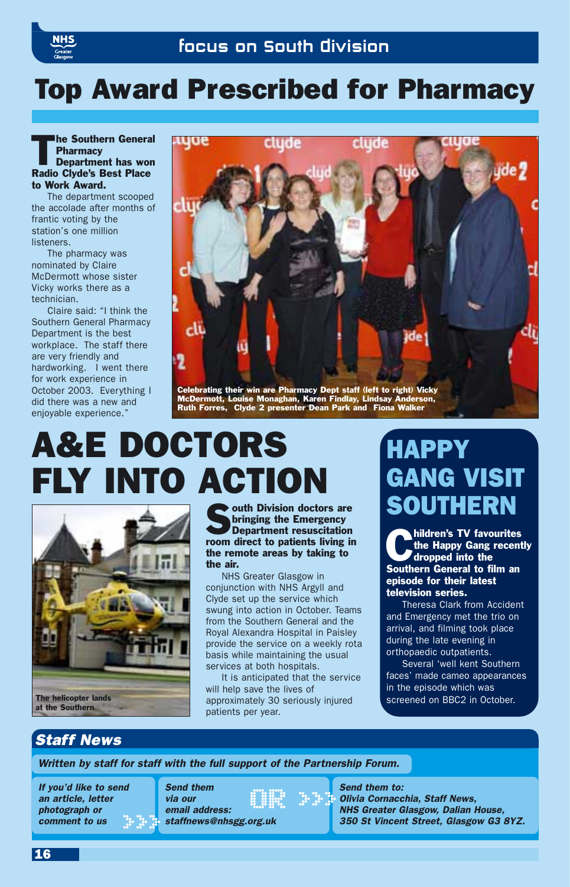# Top Award Prescribed for Pharmacy

**The Southern General Pharmacy Department has won Radio Clyde's Best Place to Work Award.**

The department scooped the accolade after months of frantic voting by the station's one million listeners.

The pharmacy was nominated by Claire McDermott whose sister Vicky works there as a technician.

Claire said: "I think the Southern General Pharmacy Department is the best workplace. The staff there are very friendly and hardworking. I went there for work experience in October 2003. Everything I did there was a new and enjoyable experience."

Celebrating their win are Pharmacy Dept staff (left to right) Vicky McDermott, Louise Monaghan, Karen Findlay, Lindsay Anderson, Ruth Forres, Clyde 2 presenter Dean Park and Fiona Walker

# A&E DOCTORS FLY INTO ACTION

The helicopter lands at the Southern

**South Division doctors are bringing the Emergency Department resuscitation room direct to patients living in the remote areas by taking to the air.**

NHS Greater Glasgow in conjunction with NHS Argyll and Clyde set up the service which swung into action in October. Teams from the Southern General and the Royal Alexandra Hospital in Paisley provide the service on a weekly rota basis while maintaining the usual services at both hospitals.

It is anticipated that the service will help save the lives of approximately 30 seriously injured patients per year.

# HAPPY GANG VISIT SOUTHERN

**Children's TV favourites the Happy Gang recently dropped into the Southern General to film an episode for their latest television series.**

Theresa Clark from Accident and Emergency met the trio on arrival, and filming took place during the late evening in orthopaedic outpatients.

Several 'well kent Southern faces' made cameo appearances in the episode which was screened on BBC2 in October.

## Staff News

*Written by staff for staff with the full support of the Partnership Forum.*

*If you'd like to send an article, letter photograph or comment to us* >>> *Send them via our email address: staffnews@nhsgg.org.uk* OR >>> *Send them to: Olivia Cornacchia, Staff News, NHS Greater Glasgow, Dalian House, 350 St Vincent Street, Glasgow G3 8YZ.*